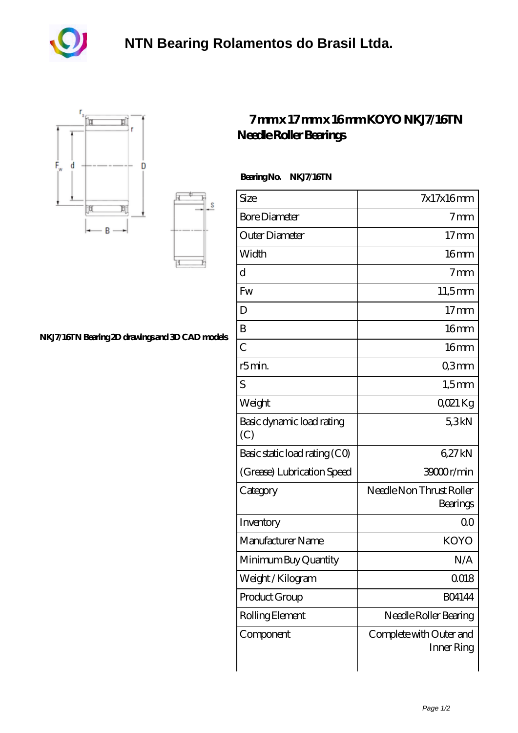# NTN Bearing Rolamentos do Brasil Ltda.

## 7 mm x 17 mm x 16 mm KOYO NKJ7/16TN Needle Roller Bearings

**Bearing No.** NKJ7/16TN

NKJ7/16TN Bearing 2D drawings and 3D CAD models

| Size | 7x17x16 mm |
|---|---|
| Bore Diameter | 7 mm |
| Outer Diameter | 17 mm |
| Width | 16 mm |
| d | 7 mm |
| Fw | 11,5 mm |
| D | 17 mm |
| B | 16 mm |
| C | 16 mm |
| r5 min. | 0,3 mm |
| S | 1,5 mm |
| Weight | 0,021 Kg |
| Basic dynamic load rating (C) | 5,3 kN |
| Basic static load rating (C0) | 6,27 kN |
| (Grease) Lubrication Speed | 39000 r/min |
| Category | Needle Non Thrust Roller Bearings |
| Inventory | 0.0 |
| Manufacturer Name | KOYO |
| Minimum Buy Quantity | N/A |
| Weight / Kilogram | 0.018 |
| Product Group | B04144 |
| Rolling Element | Needle Roller Bearing |
| Component | Complete with Outer and Inner Ring |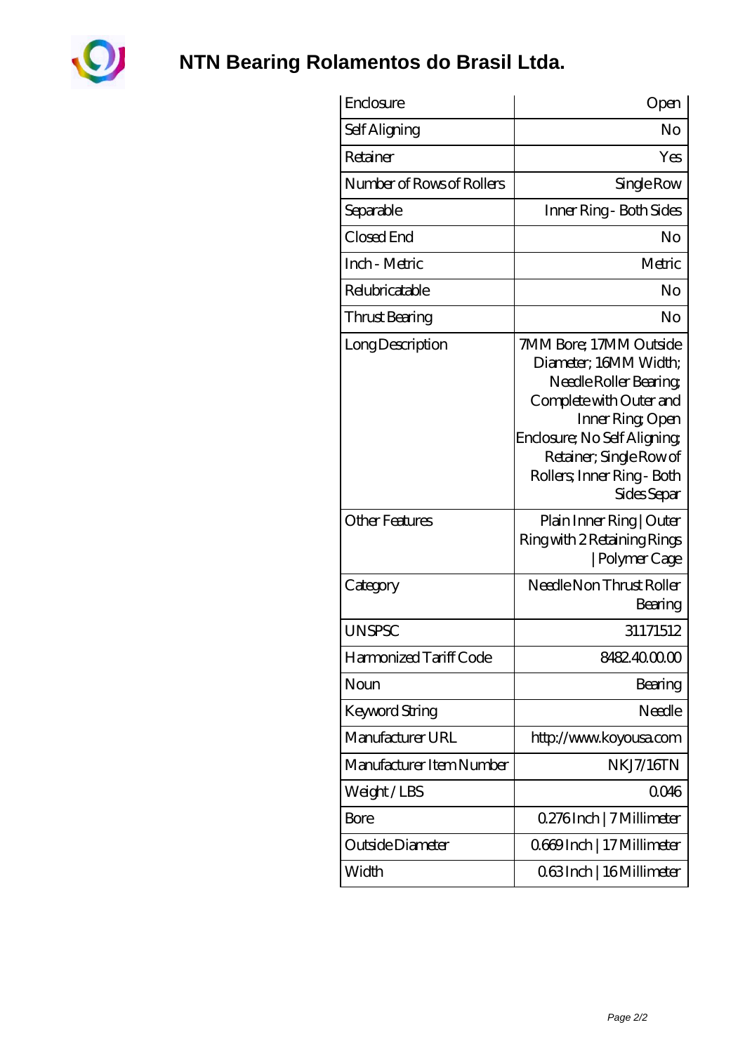# NTN Bearing Rolamentos do Brasil Ltda.

| | |
|---|---|
| Enclosure | Open |
| Self Aligning | No |
| Retainer | Yes |
| Number of Rows of Rollers | Single Row |
| Separable | Inner Ring - Both Sides |
| Closed End | No |
| Inch - Metric | Metric |
| Relubricatable | No |
| Thrust Bearing | No |
| Long Description | 7MM Bore; 17MM Outside Diameter; 16MM Width; Needle Roller Bearing; Complete with Outer and Inner Ring; Open Enclosure; No Self Aligning; Retainer; Single Row of Rollers; Inner Ring - Both Sides Separ |
| Other Features | Plain Inner Ring \| Outer Ring with 2 Retaining Rings \| Polymer Cage |
| Category | Needle Non Thrust Roller Bearing |
| UNSPSC | 31171512 |
| Harmonized Tariff Code | 8482.40.00.00 |
| Noun | Bearing |
| Keyword String | Needle |
| Manufacturer URL | http://www.koyousa.com |
| Manufacturer Item Number | NKJ7/16TN |
| Weight / LBS | 0.046 |
| Bore | 0.276 Inch \| 7 Millimeter |
| Outside Diameter | 0.669 Inch \| 17 Millimeter |
| Width | 0.63 Inch \| 16 Millimeter |